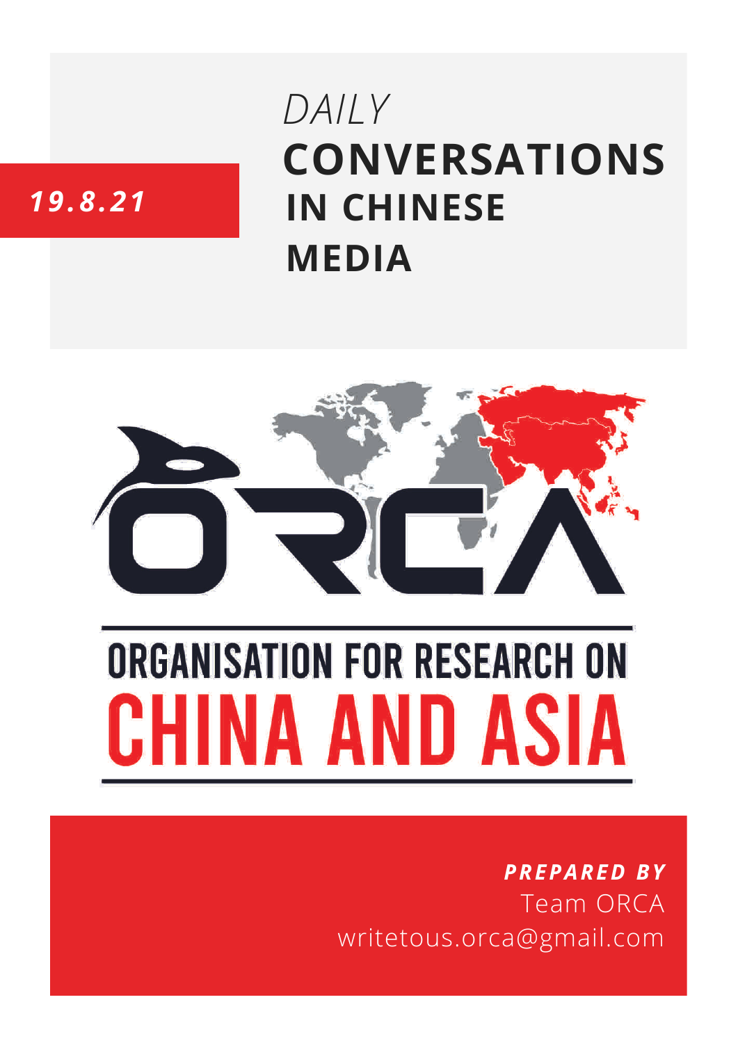*19.8.21*

# *DAILY* CONVERSATIONS IN CHINESE MEDIA

ORGANISATION FOR RESEARCH ON CHINA AND ASIA

***PREPARED BY***

Team ORCA

writetous.orca@gmail.com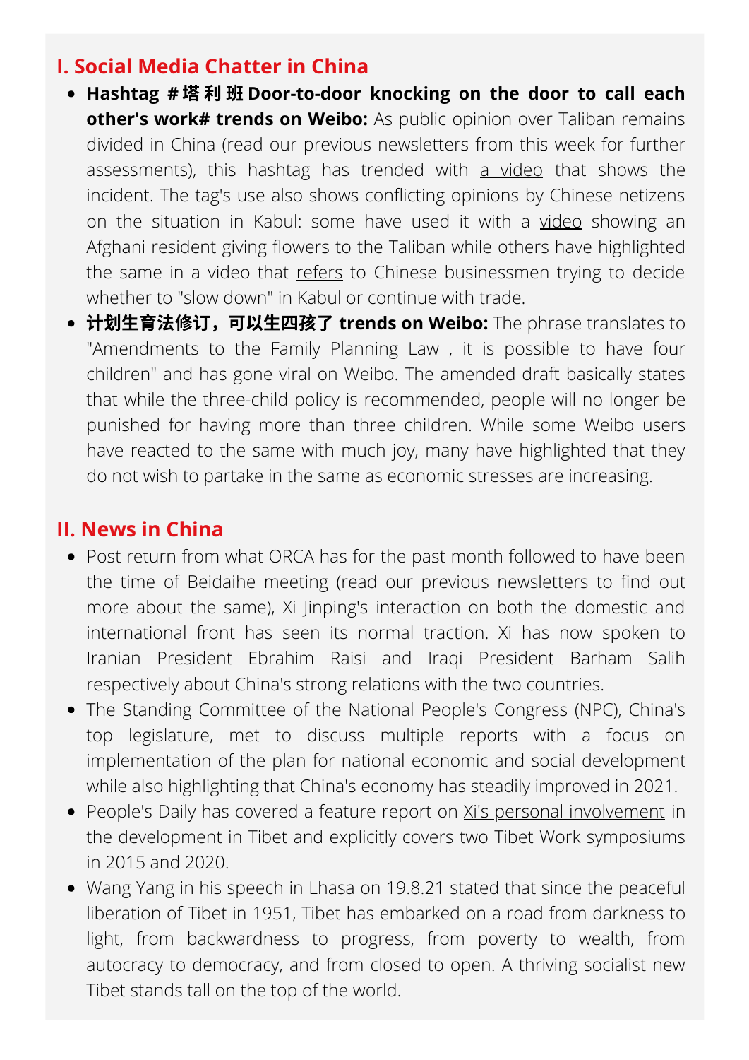## I. Social Media Chatter in China

- **Hashtag #塔利班Door-to-door knocking on the door to call each other's work# trends on Weibo:** As public opinion over Taliban remains divided in China (read our previous newsletters from this week for further assessments), this hashtag has trended with a video that shows the incident. The tag's use also shows conflicting opinions by Chinese netizens on the situation in Kabul: some have used it with a video showing an Afghani resident giving flowers to the Taliban while others have highlighted the same in a video that refers to Chinese businessmen trying to decide whether to "slow down" in Kabul or continue with trade.
- **计划生育法修订，可以生四孩了 trends on Weibo:** The phrase translates to "Amendments to the Family Planning Law , it is possible to have four children" and has gone viral on Weibo. The amended draft basically states that while the three-child policy is recommended, people will no longer be punished for having more than three children. While some Weibo users have reacted to the same with much joy, many have highlighted that they do not wish to partake in the same as economic stresses are increasing.

## II. News in China

- Post return from what ORCA has for the past month followed to have been the time of Beidaihe meeting (read our previous newsletters to find out more about the same), Xi Jinping's interaction on both the domestic and international front has seen its normal traction. Xi has now spoken to Iranian President Ebrahim Raisi and Iraqi President Barham Salih respectively about China's strong relations with the two countries.
- The Standing Committee of the National People's Congress (NPC), China's top legislature, met to discuss multiple reports with a focus on implementation of the plan for national economic and social development while also highlighting that China's economy has steadily improved in 2021.
- People's Daily has covered a feature report on Xi's personal involvement in the development in Tibet and explicitly covers two Tibet Work symposiums in 2015 and 2020.
- Wang Yang in his speech in Lhasa on 19.8.21 stated that since the peaceful liberation of Tibet in 1951, Tibet has embarked on a road from darkness to light, from backwardness to progress, from poverty to wealth, from autocracy to democracy, and from closed to open. A thriving socialist new Tibet stands tall on the top of the world.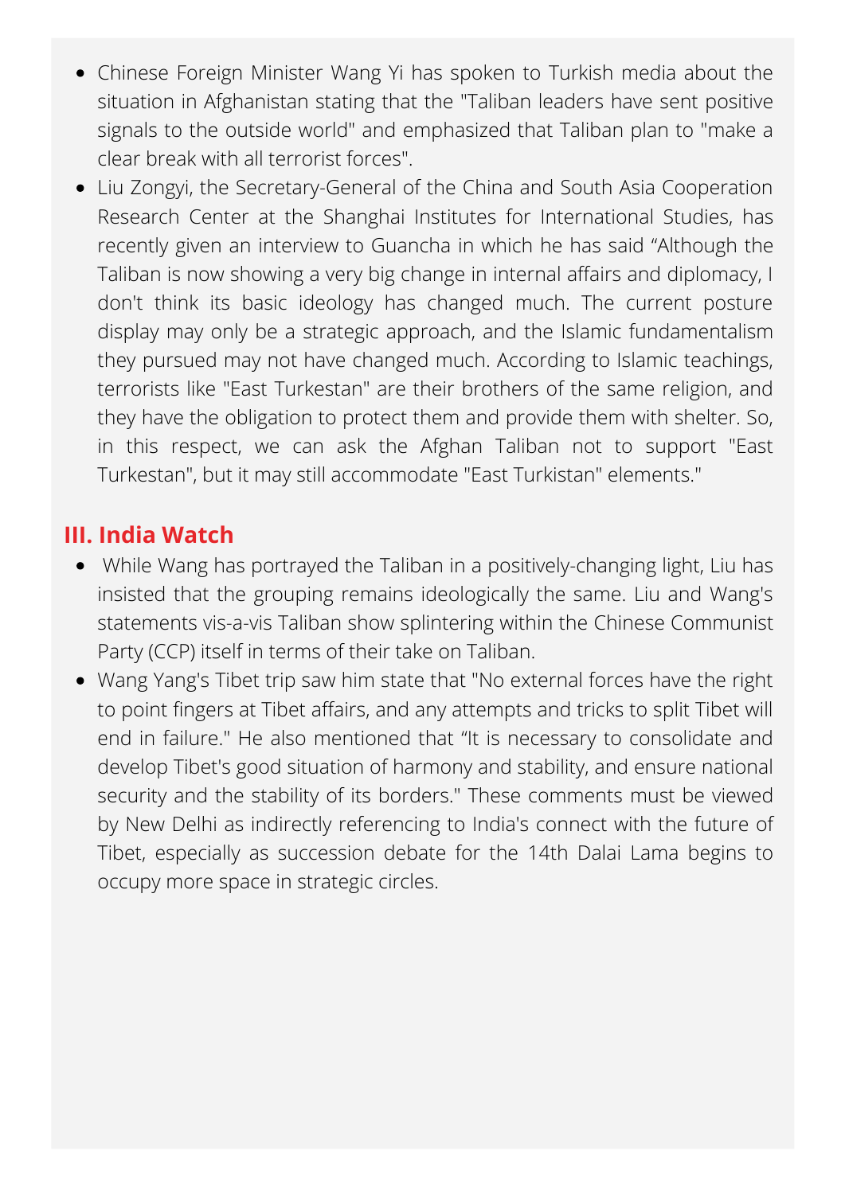- Chinese Foreign Minister Wang Yi has spoken to Turkish media about the situation in Afghanistan stating that the "Taliban leaders have sent positive signals to the outside world" and emphasized that Taliban plan to "make a clear break with all terrorist forces".
- Liu Zongyi, the Secretary-General of the China and South Asia Cooperation Research Center at the Shanghai Institutes for International Studies, has recently given an interview to Guancha in which he has said "Although the Taliban is now showing a very big change in internal affairs and diplomacy, I don't think its basic ideology has changed much. The current posture display may only be a strategic approach, and the Islamic fundamentalism they pursued may not have changed much. According to Islamic teachings, terrorists like "East Turkestan" are their brothers of the same religion, and they have the obligation to protect them and provide them with shelter. So, in this respect, we can ask the Afghan Taliban not to support "East Turkestan", but it may still accommodate "East Turkistan" elements."

## III. India Watch

- While Wang has portrayed the Taliban in a positively-changing light, Liu has insisted that the grouping remains ideologically the same. Liu and Wang's statements vis-a-vis Taliban show splintering within the Chinese Communist Party (CCP) itself in terms of their take on Taliban.
- Wang Yang's Tibet trip saw him state that "No external forces have the right to point fingers at Tibet affairs, and any attempts and tricks to split Tibet will end in failure." He also mentioned that "It is necessary to consolidate and develop Tibet's good situation of harmony and stability, and ensure national security and the stability of its borders." These comments must be viewed by New Delhi as indirectly referencing to India's connect with the future of Tibet, especially as succession debate for the 14th Dalai Lama begins to occupy more space in strategic circles.